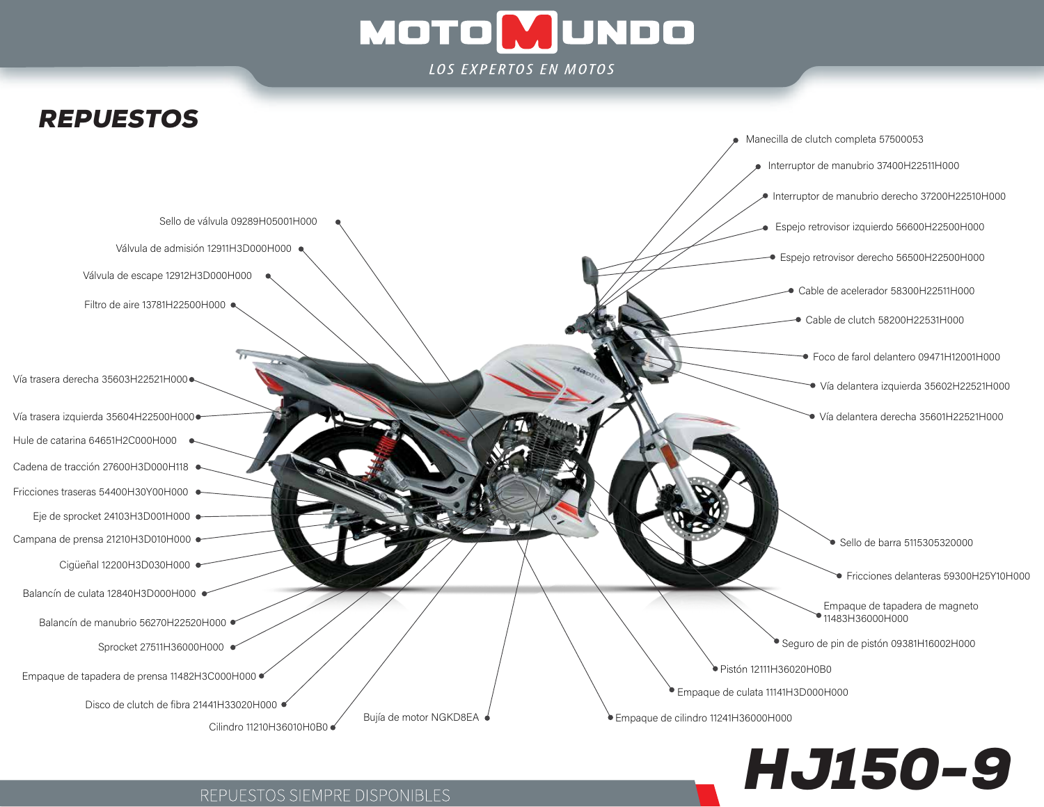# MOTOMUNDO

LOS EXPERTOS EN MOTOS

## REPUESTOS

- Sello de válvula 09289H05001H000
- Válvula de admisión 12911H3D000H000
- Válvula de escape 12912H3D000H000
- Filtro de aire 13781H22500H000
- Vía trasera derecha 35603H22521H000
- Vía trasera izquierda 35604H22500H000
- Hule de catarina 64651H2C000H000
- Cadena de tracción 27600H3D000H118
- Fricciones traseras 54400H30Y00H000
- Eje de sprocket 24103H3D001H000
- Campana de prensa 21210H3D010H000
- Cigüeñal 12200H3D030H000
- Balancín de culata 12840H3D000H000
- Balancín de manubrio 56270H22520H000
- Sprocket 27511H36000H000
- Empaque de tapadera de prensa 11482H3C000H000
- Disco de clutch de fibra 21441H33020H000
- Cilindro 11210H36010H0B0
- Bujía de motor NGKD8EA
- Empaque de cilindro 11241H36000H000
- Empaque de culata 11141H3D000H000
- Pistón 12111H36020H0B0
- Seguro de pin de pistón 09381H16002H000
- Empaque de tapadera de magneto 11483H36000H000
- Fricciones delanteras 59300H25Y10H000
- Sello de barra 5115305320000
- Vía delantera derecha 35601H22521H000
- Vía delantera izquierda 35602H22521H000
- Foco de farol delantero 09471H12001H000
- Cable de clutch 58200H22531H000
- Cable de acelerador 58300H22511H000
- Espejo retrovisor derecho 56500H22500H000
- Espejo retrovisor izquierdo 56600H22500H000
- Interruptor de manubrio derecho 37200H22510H000
- Interruptor de manubrio 37400H22511H000
- Manecilla de clutch completa 57500053

# HJ150-9

REPUESTOS SIEMPRE DISPONIBLES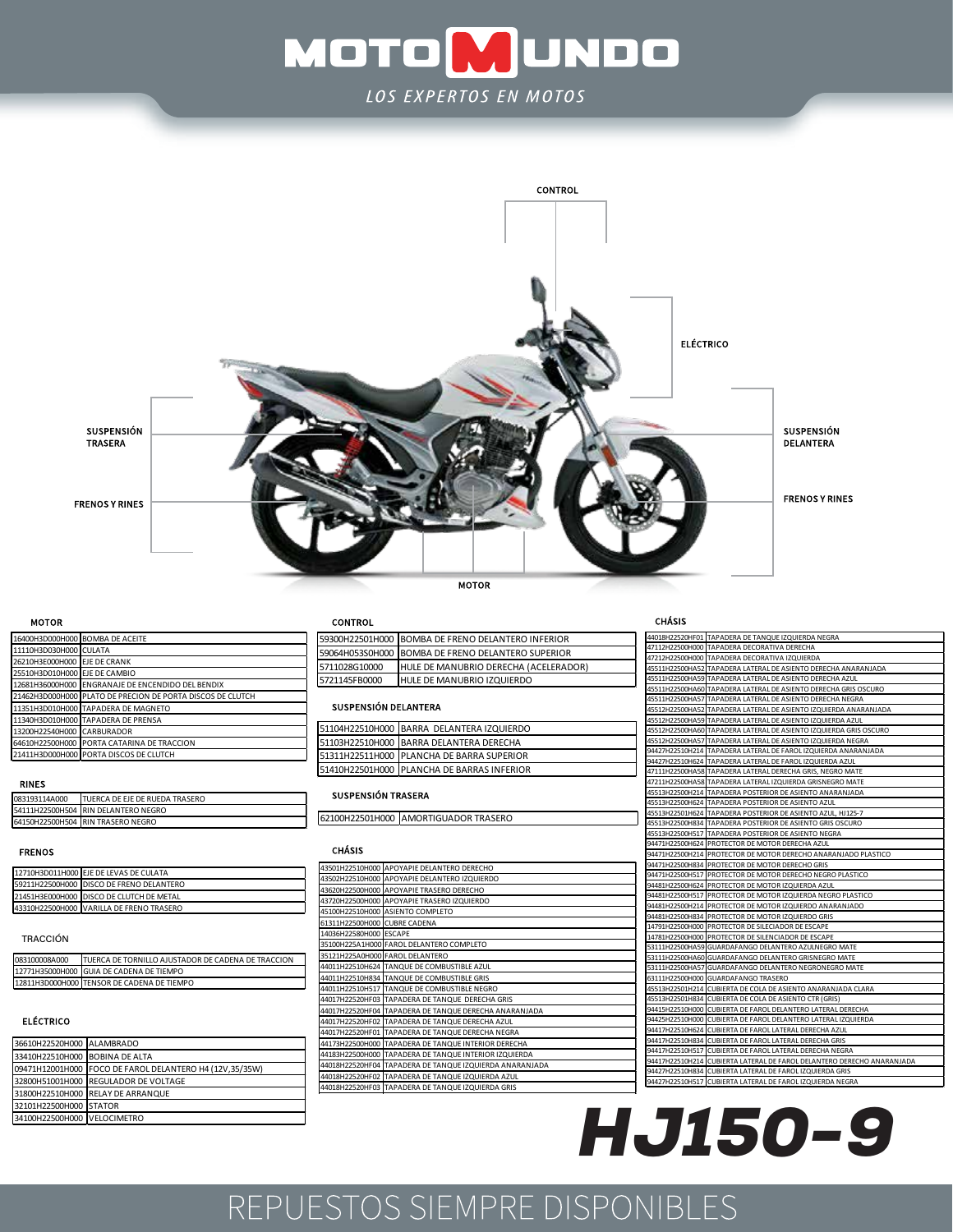# MOTO MUNDO

*LOS EXPERTOS EN MOTOS*

CONTROL

ELÉCTRICO

SUSPENSIÓN TRASERA

SUSPENSIÓN DELANTERA

FRENOS Y RINES

FRENOS Y RINES

MOTOR

### MOTOR

| | |
|---|---|
| 16400H3D000H000 | BOMBA DE ACEITE |
| 11110H3D030H000 | CULATA |
| 26210H3E000H000 | EJE DE CRANK |
| 25510H3D010H000 | EJE DE CAMBIO |
| 12681H36000H000 | ENGRANAJE DE ENCENDIDO DEL BENDIX |
| 21462H3D000H000 | PLATO DE PRECION DE PORTA DISCOS DE CLUTCH |
| 11351H3D010H000 | TAPADERA DE MAGNETO |
| 11340H3D010H000 | TAPADERA DE PRENSA |
| 13200H22540H000 | CARBURADOR |
| 64610H22500H000 | PORTA CATARINA DE TRACCION |
| 21411H3D000H000 | PORTA DISCOS DE CLUTCH |

### RINES

| | |
|---|---|
| 083193114A000 | TUERCA DE EJE DE RUEDA TRASERO |
| 54111H22500H504 | RIN DELANTERO NEGRO |
| 64150H22500H504 | RIN TRASERO NEGRO |

### FRENOS

| | |
|---|---|
| 12710H3D011H000 | EJE DE LEVAS DE CULATA |
| 59211H22500H000 | DISCO DE FRENO DELANTERO |
| 21451H3E000H000 | DISCO DE CLUTCH DE METAL |
| 43310H22500H000 | VARILLA DE FRENO TRASERO |

### TRACCIÓN

| | |
|---|---|
| 083100008A000 | TUERCA DE TORNILLO AJUSTADOR DE CADENA DE TRACCION |
| 12771H35000H000 | GUIA DE CADENA DE TIEMPO |
| 12811H3D000H000 | TENSOR DE CADENA DE TIEMPO |

### ELÉCTRICO

| | |
|---|---|
| 36610H22520H000 | ALAMBRADO |
| 33410H22510H000 | BOBINA DE ALTA |
| 09471H12001H000 | FOCO DE FAROL DELANTERO H4 (12V,35/35W) |
| 32800H51001H000 | REGULADOR DE VOLTAGE |
| 31800H22510H000 | RELAY DE ARRANQUE |
| 32101H22500H000 | STATOR |
| 34100H22500H000 | VELOCIMETRO |

### CONTROL

| | |
|---|---|
| 59300H22501H000 | BOMBA DE FRENO DELANTERO INFERIOR |
| 59064H053S0H000 | BOMBA DE FRENO DELANTERO SUPERIOR |
| 5711028G10000 | HULE DE MANUBRIO DERECHA (ACELERADOR) |
| 5721145FB0000 | HULE DE MANUBRIO IZQUIERDO |

### SUSPENSIÓN DELANTERA

| | |
|---|---|
| 51104H22510H000 | BARRA DELANTERA IZQUIERDO |
| 51103H22510H000 | BARRA DELANTERA DERECHA |
| 51311H22511H000 | PLANCHA DE BARRA SUPERIOR |
| 51410H22501H000 | PLANCHA DE BARRAS INFERIOR |

### SUSPENSIÓN TRASERA

| | |
|---|---|
| 62100H22501H000 | AMORTIGUADOR TRASERO |

### CHÁSIS

| | |
|---|---|
| 43501H22510H000 | APOYAPIE DELANTERO DERECHO |
| 43502H22510H000 | APOYAPIE DELANTERO IZQUIERDO |
| 43620H22500H000 | APOYAPIE TRASERO DERECHO |
| 43720H22500H000 | APOYAPIE TRASERO IZQUIERDO |
| 45100H22510H000 | ASIENTO COMPLETO |
| 61311H22500H000 | CUBRE CADENA |
| 14036H22580H000 | ESCAPE |
| 35100H225A1H000 | FAROL DELANTERO COMPLETO |
| 35121H225A0H000 | FAROL DELANTERO |
| 44011H22510H624 | TANQUE DE COMBUSTIBLE AZUL |
| 44011H22510H834 | TANQUE DE COMBUSTIBLE GRIS |
| 44011H22510H517 | TANQUE DE COMBUSTIBLE NEGRO |
| 44017H22520HF03 | TAPADERA DE TANQUE DERECHA GRIS |
| 44017H22520HF04 | TAPADERA DE TANQUE DERECHA ANARANJADA |
| 44017H22520HF02 | TAPADERA DE TANQUE DERECHA AZUL |
| 44017H22520HF01 | TAPADERA DE TANQUE DERECHA NEGRA |
| 44173H22500H000 | TAPADERA DE TANQUE INTERIOR DERECHA |
| 44183H22500H000 | TAPADERA DE TANQUE INTERIOR IZQUIERDA |
| 44018H22520HF04 | TAPADERA DE TANQUE IZQUIERDA ANARANJADA |
| 44018H22520HF02 | TAPADERA DE TANQUE IZQUIERDA AZUL |
| 44018H22520HF03 | TAPADERA DE TANQUE IZQUIERDA GRIS |

### CHÁSIS

| | |
|---|---|
| 44018H22520HF01 | TAPADERA DE TANQUE IZQUIERDA NEGRA |
| 47112H22500H000 | TAPADERA DECORATIVA DERECHA |
| 47212H22500H000 | TAPADERA DECORATIVA IZQUIERDA |
| 45511H22500HA52 | TAPADERA LATERAL DE ASIENTO DERECHA ANARANJADA |
| 45511H22500HA59 | TAPADERA LATERAL DE ASIENTO DERECHA AZUL |
| 45511H22500HA60 | TAPADERA LATERAL DE ASIENTO DERECHA GRIS OSCURO |
| 45511H22500HA57 | TAPADERA LATERAL DE ASIENTO DERECHA NEGRA |
| 45512H22500HA52 | TAPADERA LATERAL DE ASIENTO IZQUIERDA ANARANJADA |
| 45512H22500HA59 | TAPADERA LATERAL DE ASIENTO IZQUIERDA AZUL |
| 45512H22500HA60 | TAPADERA LATERAL DE ASIENTO IZQUIERDA GRIS OSCURO |
| 45512H22500HA57 | TAPADERA LATERAL DE ASIENTO IZQUIERDA NEGRA |
| 94427H22510H214 | TAPADERA LATERAL DE FAROL IZQUIERDA ANARANJADA |
| 94427H22510H624 | TAPADERA LATERAL DE FAROL IZQUIERDA AZUL |
| 47111H22500HA58 | TAPADERA LATERAL DERECHA GRIS, NEGRO MATE |
| 47211H22500HA58 | TAPADERA LATERAL IZQUIERDA GRISNEGRO MATE |
| 45513H22500H214 | TAPADERA POSTERIOR DE ASIENTO ANARANJADA |
| 45513H22500H624 | TAPADERA POSTERIOR DE ASIENTO AZUL |
| 45513H22501H624 | TAPADERA POSTERIOR DE ASIENTO AZUL, HJ125-7 |
| 45513H22500H834 | TAPADERA POSTERIOR DE ASIENTO GRIS OSCURO |
| 45513H22500H517 | TAPADERA POSTERIOR DE ASIENTO NEGRA |
| 94471H22500H624 | PROTECTOR DE MOTOR DERECHA AZUL |
| 94471H22500H214 | PROTECTOR DE MOTOR DERECHO ANARANJADO PLASTICO |
| 94471H22500H834 | PROTECTOR DE MOTOR DERECHO GRIS |
| 94471H22500H517 | PROTECTOR DE MOTOR DERECHO NEGRO PLASTICO |
| 94481H22500H624 | PROTECTOR DE MOTOR IZQUIERDA AZUL |
| 94481H22500H517 | PROTECTOR DE MOTOR IZQUIERDA NEGRO PLASTICO |
| 94481H22500H214 | PROTECTOR DE MOTOR IZQUIERDO ANARANJADO |
| 94481H22500H834 | PROTECTOR DE MOTOR IZQUIERDO GRIS |
| 14791H22500H000 | PROTECTOR DE SILECIADOR DE ESCAPE |
| 14781H22500H000 | PROTECTOR DE SILENCIADOR DE ESCAPE |
| 53111H22500HA59 | GUARDAFANGO DELANTERO AZULNEGRO MATE |
| 53111H22500HA60 | GUARDAFANGO DELANTERO GRISNEGRO MATE |
| 53111H22500HA57 | GUARDAFANGO DELANTERO NEGRONEGRO MATE |
| 63111H22500H000 | GUARDAFANGO TRASERO |
| 45513H22501H214 | CUBIERTA DE COLA DE ASIENTO ANARANJADA CLARA |
| 45513H22501H834 | CUBIERTA DE COLA DE ASIENTO CTR (GRIS) |
| 94415H22510H000 | CUBIERTA DE FAROL DELANTERO LATERAL DERECHA |
| 94425H22510H000 | CUBIERTA DE FAROL DELANTERO LATERAL IZQUIERDA |
| 94417H22510H624 | CUBIERTA DE FAROL LATERAL DERECHA AZUL |
| 94417H22510H834 | CUBIERTA DE FAROL LATERAL DERECHA GRIS |
| 94417H22510H517 | CUBIERTA DE FAROL LATERAL DERECHA NEGRA |
| 94417H22510H214 | CUBIERTA LATERAL DE FAROL DELANTERO DERECHO ANARANJADO |
| 94427H22510H834 | CUBIERTA LATERAL DE FAROL IZQUIERDA GRIS |
| 94427H22510H517 | CUBIERTA LATERAL DE FAROL IZQUIERDA NEGRA |

# HJ150-9

REPUESTOS SIEMPRE DISPONIBLES